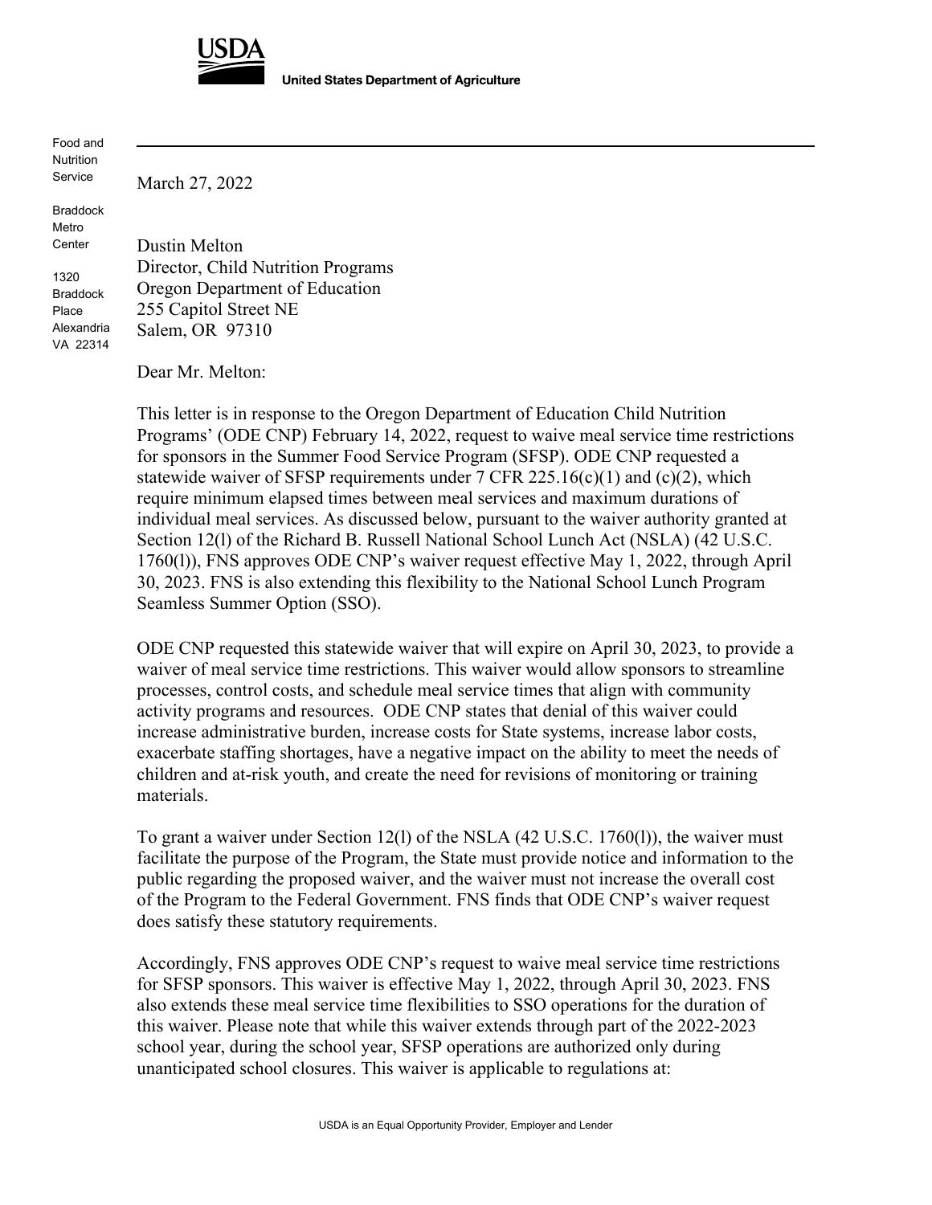USDA

United States Department of Agriculture

Food and Nutrition Service

Braddock Metro Center

1320 Braddock Place
Alexandria VA 22314

March 27, 2022

Dustin Melton
Director, Child Nutrition Programs
Oregon Department of Education
255 Capitol Street NE
Salem, OR 97310

Dear Mr. Melton:

This letter is in response to the Oregon Department of Education Child Nutrition Programs' (ODE CNP) February 14, 2022, request to waive meal service time restrictions for sponsors in the Summer Food Service Program (SFSP). ODE CNP requested a statewide waiver of SFSP requirements under 7 CFR 225.16(c)(1) and (c)(2), which require minimum elapsed times between meal services and maximum durations of individual meal services. As discussed below, pursuant to the waiver authority granted at Section 12(l) of the Richard B. Russell National School Lunch Act (NSLA) (42 U.S.C. 1760(l)), FNS approves ODE CNP's waiver request effective May 1, 2022, through April 30, 2023. FNS is also extending this flexibility to the National School Lunch Program Seamless Summer Option (SSO).

ODE CNP requested this statewide waiver that will expire on April 30, 2023, to provide a waiver of meal service time restrictions. This waiver would allow sponsors to streamline processes, control costs, and schedule meal service times that align with community activity programs and resources. ODE CNP states that denial of this waiver could increase administrative burden, increase costs for State systems, increase labor costs, exacerbate staffing shortages, have a negative impact on the ability to meet the needs of children and at-risk youth, and create the need for revisions of monitoring or training materials.

To grant a waiver under Section 12(l) of the NSLA (42 U.S.C. 1760(l)), the waiver must facilitate the purpose of the Program, the State must provide notice and information to the public regarding the proposed waiver, and the waiver must not increase the overall cost of the Program to the Federal Government. FNS finds that ODE CNP's waiver request does satisfy these statutory requirements.

Accordingly, FNS approves ODE CNP's request to waive meal service time restrictions for SFSP sponsors. This waiver is effective May 1, 2022, through April 30, 2023. FNS also extends these meal service time flexibilities to SSO operations for the duration of this waiver. Please note that while this waiver extends through part of the 2022-2023 school year, during the school year, SFSP operations are authorized only during unanticipated school closures. This waiver is applicable to regulations at:

USDA is an Equal Opportunity Provider, Employer and Lender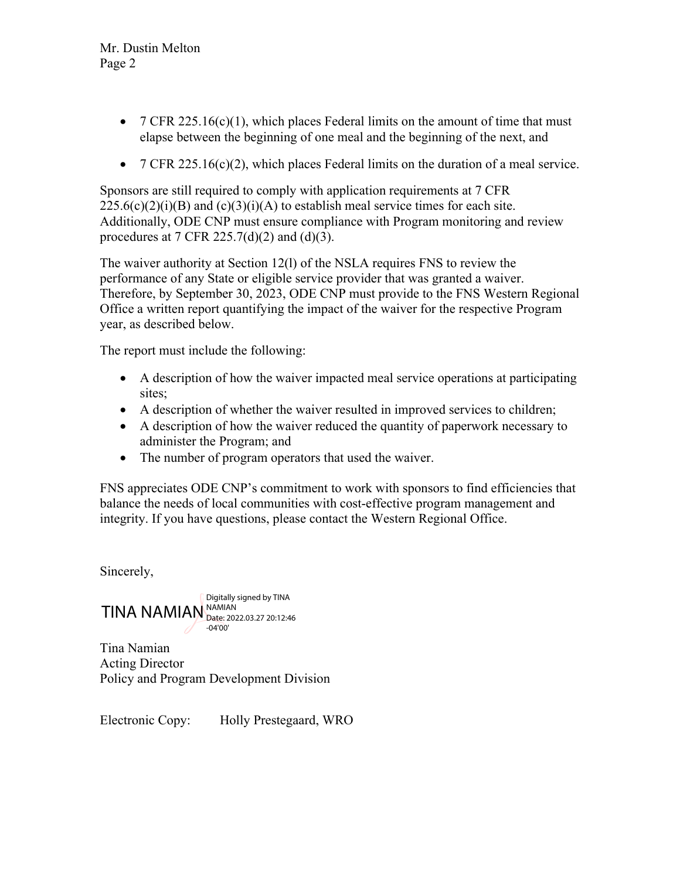- 7 CFR 225.16(c)(1), which places Federal limits on the amount of time that must elapse between the beginning of one meal and the beginning of the next, and
- 7 CFR 225.16(c)(2), which places Federal limits on the duration of a meal service.

Sponsors are still required to comply with application requirements at 7 CFR 225.6(c)(2)(i)(B) and (c)(3)(i)(A) to establish meal service times for each site. Additionally, ODE CNP must ensure compliance with Program monitoring and review procedures at 7 CFR 225.7(d)(2) and (d)(3).

The waiver authority at Section 12(l) of the NSLA requires FNS to review the performance of any State or eligible service provider that was granted a waiver. Therefore, by September 30, 2023, ODE CNP must provide to the FNS Western Regional Office a written report quantifying the impact of the waiver for the respective Program year, as described below.

The report must include the following:

- A description of how the waiver impacted meal service operations at participating sites;
- A description of whether the waiver resulted in improved services to children;
- A description of how the waiver reduced the quantity of paperwork necessary to administer the Program; and
- The number of program operators that used the waiver.

FNS appreciates ODE CNP's commitment to work with sponsors to find efficiencies that balance the needs of local communities with cost-effective program management and integrity. If you have questions, please contact the Western Regional Office.

Sincerely,

TINA NAMIAN Digitally signed by TINA NAMIAN Date: 2022.03.27 20:12:46 -04'00'

Tina Namian
Acting Director
Policy and Program Development Division

Electronic Copy: Holly Prestegaard, WRO